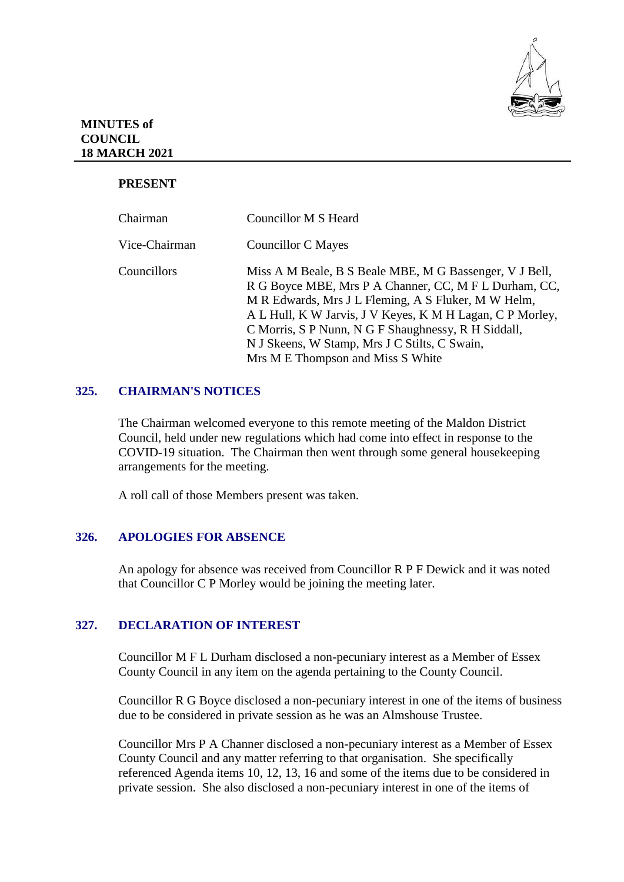**MINUTES of COUNCIL 18 MARCH 2021**

**PRESENT**

| | |
|---|---|
| Chairman | Councillor M S Heard |
| Vice-Chairman | Councillor C Mayes |
| Councillors | Miss A M Beale, B S Beale MBE, M G Bassenger, V J Bell, R G Boyce MBE, Mrs P A Channer, CC, M F L Durham, CC, M R Edwards, Mrs J L Fleming, A S Fluker, M W Helm, A L Hull, K W Jarvis, J V Keyes, K M H Lagan, C P Morley, C Morris, S P Nunn, N G F Shaughnessy, R H Siddall, N J Skeens, W Stamp, Mrs J C Stilts, C Swain, Mrs M E Thompson and Miss S White |

## 325. CHAIRMAN'S NOTICES

The Chairman welcomed everyone to this remote meeting of the Maldon District Council, held under new regulations which had come into effect in response to the COVID-19 situation. The Chairman then went through some general housekeeping arrangements for the meeting.

A roll call of those Members present was taken.

## 326. APOLOGIES FOR ABSENCE

An apology for absence was received from Councillor R P F Dewick and it was noted that Councillor C P Morley would be joining the meeting later.

## 327. DECLARATION OF INTEREST

Councillor M F L Durham disclosed a non-pecuniary interest as a Member of Essex County Council in any item on the agenda pertaining to the County Council.

Councillor R G Boyce disclosed a non-pecuniary interest in one of the items of business due to be considered in private session as he was an Almshouse Trustee.

Councillor Mrs P A Channer disclosed a non-pecuniary interest as a Member of Essex County Council and any matter referring to that organisation. She specifically referenced Agenda items 10, 12, 13, 16 and some of the items due to be considered in private session. She also disclosed a non-pecuniary interest in one of the items of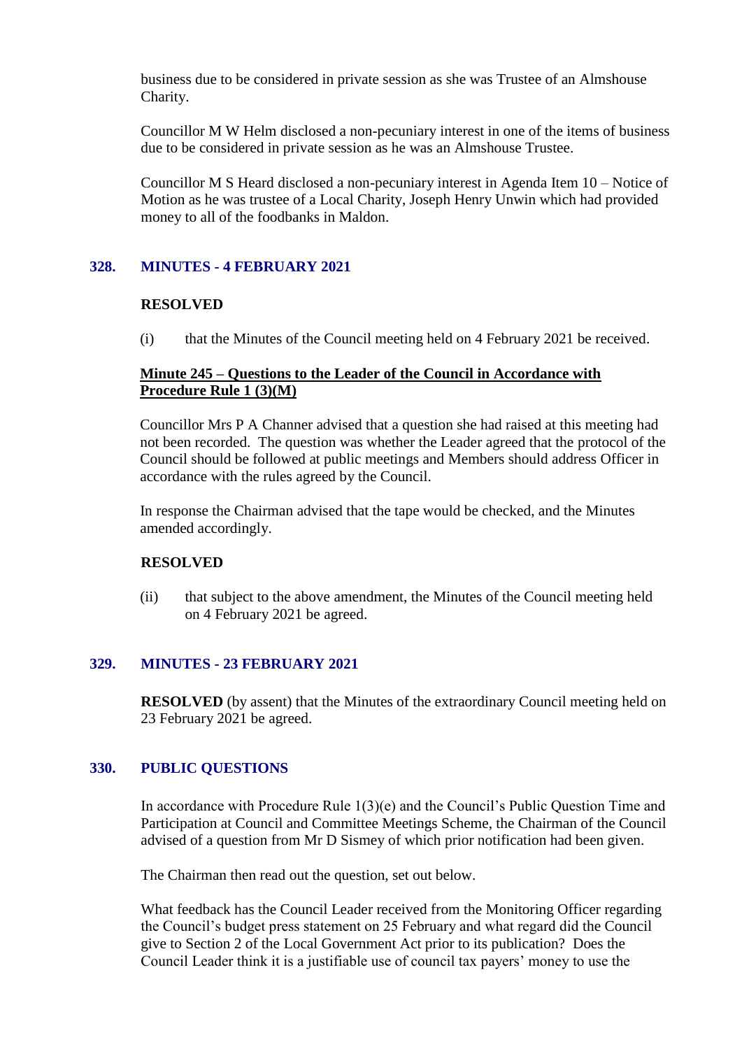business due to be considered in private session as she was Trustee of an Almshouse Charity.

Councillor M W Helm disclosed a non-pecuniary interest in one of the items of business due to be considered in private session as he was an Almshouse Trustee.

Councillor M S Heard disclosed a non-pecuniary interest in Agenda Item 10 – Notice of Motion as he was trustee of a Local Charity, Joseph Henry Unwin which had provided money to all of the foodbanks in Maldon.

## 328. MINUTES - 4 FEBRUARY 2021

**RESOLVED**

(i) that the Minutes of the Council meeting held on 4 February 2021 be received.

**Minute 245 – Questions to the Leader of the Council in Accordance with Procedure Rule 1 (3)(M)**

Councillor Mrs P A Channer advised that a question she had raised at this meeting had not been recorded. The question was whether the Leader agreed that the protocol of the Council should be followed at public meetings and Members should address Officer in accordance with the rules agreed by the Council.

In response the Chairman advised that the tape would be checked, and the Minutes amended accordingly.

**RESOLVED**

(ii) that subject to the above amendment, the Minutes of the Council meeting held on 4 February 2021 be agreed.

## 329. MINUTES - 23 FEBRUARY 2021

**RESOLVED** (by assent) that the Minutes of the extraordinary Council meeting held on 23 February 2021 be agreed.

## 330. PUBLIC QUESTIONS

In accordance with Procedure Rule 1(3)(e) and the Council's Public Question Time and Participation at Council and Committee Meetings Scheme, the Chairman of the Council advised of a question from Mr D Sismey of which prior notification had been given.

The Chairman then read out the question, set out below.

What feedback has the Council Leader received from the Monitoring Officer regarding the Council's budget press statement on 25 February and what regard did the Council give to Section 2 of the Local Government Act prior to its publication? Does the Council Leader think it is a justifiable use of council tax payers' money to use the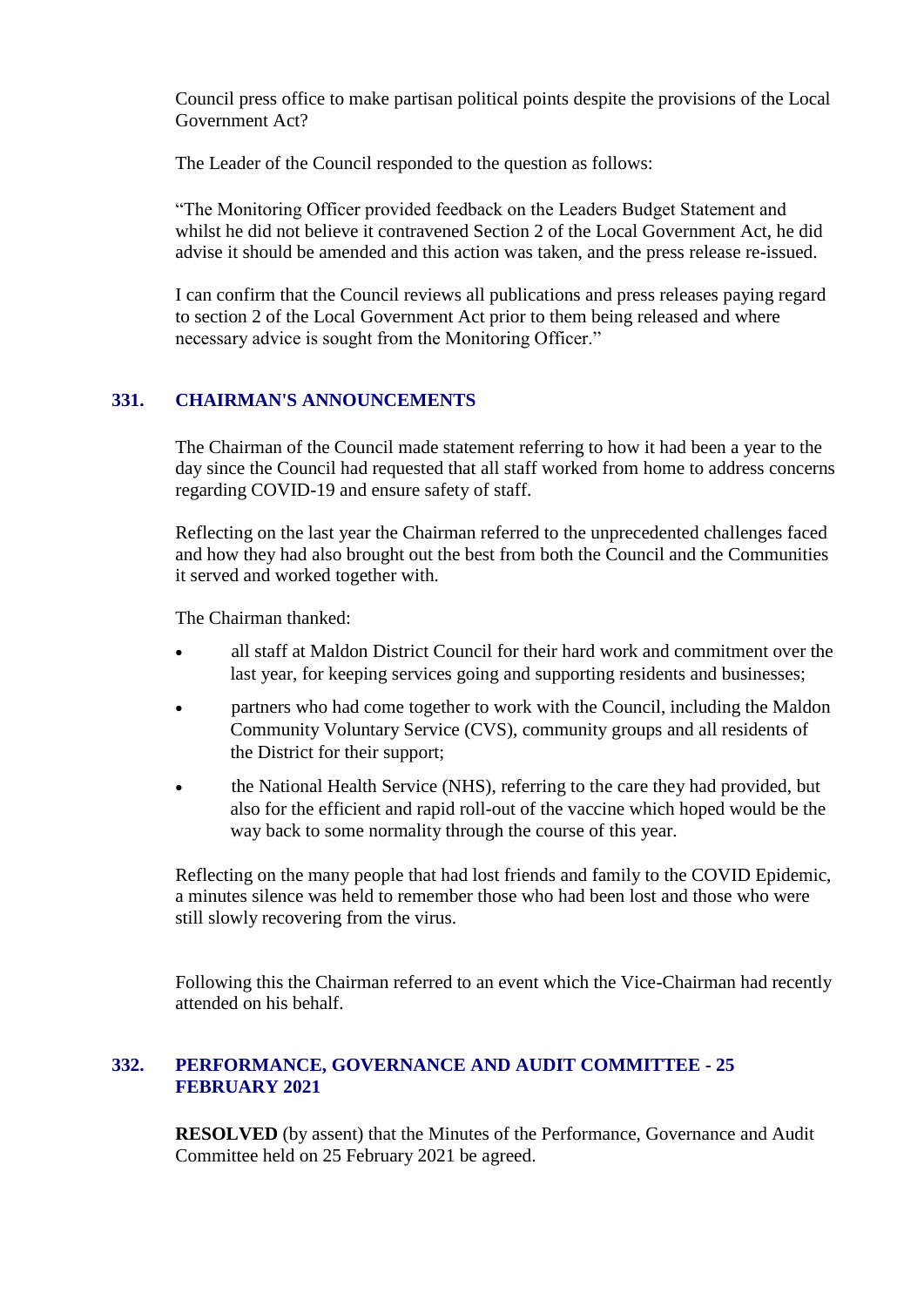Council press office to make partisan political points despite the provisions of the Local Government Act?

The Leader of the Council responded to the question as follows:

"The Monitoring Officer provided feedback on the Leaders Budget Statement and whilst he did not believe it contravened Section 2 of the Local Government Act, he did advise it should be amended and this action was taken, and the press release re-issued.

I can confirm that the Council reviews all publications and press releases paying regard to section 2 of the Local Government Act prior to them being released and where necessary advice is sought from the Monitoring Officer."

## 331. CHAIRMAN'S ANNOUNCEMENTS

The Chairman of the Council made statement referring to how it had been a year to the day since the Council had requested that all staff worked from home to address concerns regarding COVID-19 and ensure safety of staff.

Reflecting on the last year the Chairman referred to the unprecedented challenges faced and how they had also brought out the best from both the Council and the Communities it served and worked together with.

The Chairman thanked:

- all staff at Maldon District Council for their hard work and commitment over the last year, for keeping services going and supporting residents and businesses;
- partners who had come together to work with the Council, including the Maldon Community Voluntary Service (CVS), community groups and all residents of the District for their support;
- the National Health Service (NHS), referring to the care they had provided, but also for the efficient and rapid roll-out of the vaccine which hoped would be the way back to some normality through the course of this year.

Reflecting on the many people that had lost friends and family to the COVID Epidemic, a minutes silence was held to remember those who had been lost and those who were still slowly recovering from the virus.

Following this the Chairman referred to an event which the Vice-Chairman had recently attended on his behalf.

## 332. PERFORMANCE, GOVERNANCE AND AUDIT COMMITTEE - 25 FEBRUARY 2021

**RESOLVED** (by assent) that the Minutes of the Performance, Governance and Audit Committee held on 25 February 2021 be agreed.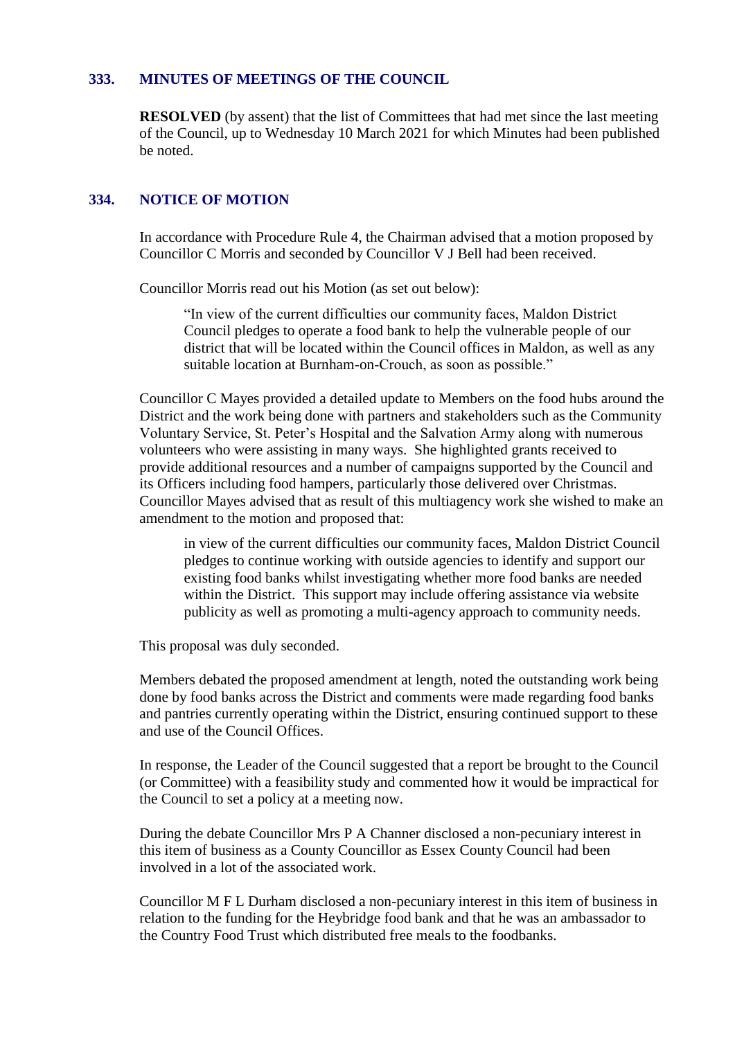## 333. MINUTES OF MEETINGS OF THE COUNCIL

**RESOLVED** (by assent) that the list of Committees that had met since the last meeting of the Council, up to Wednesday 10 March 2021 for which Minutes had been published be noted.

## 334. NOTICE OF MOTION

In accordance with Procedure Rule 4, the Chairman advised that a motion proposed by Councillor C Morris and seconded by Councillor V J Bell had been received.

Councillor Morris read out his Motion (as set out below):

> "In view of the current difficulties our community faces, Maldon District Council pledges to operate a food bank to help the vulnerable people of our district that will be located within the Council offices in Maldon, as well as any suitable location at Burnham-on-Crouch, as soon as possible."

Councillor C Mayes provided a detailed update to Members on the food hubs around the District and the work being done with partners and stakeholders such as the Community Voluntary Service, St. Peter's Hospital and the Salvation Army along with numerous volunteers who were assisting in many ways. She highlighted grants received to provide additional resources and a number of campaigns supported by the Council and its Officers including food hampers, particularly those delivered over Christmas. Councillor Mayes advised that as result of this multiagency work she wished to make an amendment to the motion and proposed that:

> in view of the current difficulties our community faces, Maldon District Council pledges to continue working with outside agencies to identify and support our existing food banks whilst investigating whether more food banks are needed within the District. This support may include offering assistance via website publicity as well as promoting a multi-agency approach to community needs.

This proposal was duly seconded.

Members debated the proposed amendment at length, noted the outstanding work being done by food banks across the District and comments were made regarding food banks and pantries currently operating within the District, ensuring continued support to these and use of the Council Offices.

In response, the Leader of the Council suggested that a report be brought to the Council (or Committee) with a feasibility study and commented how it would be impractical for the Council to set a policy at a meeting now.

During the debate Councillor Mrs P A Channer disclosed a non-pecuniary interest in this item of business as a County Councillor as Essex County Council had been involved in a lot of the associated work.

Councillor M F L Durham disclosed a non-pecuniary interest in this item of business in relation to the funding for the Heybridge food bank and that he was an ambassador to the Country Food Trust which distributed free meals to the foodbanks.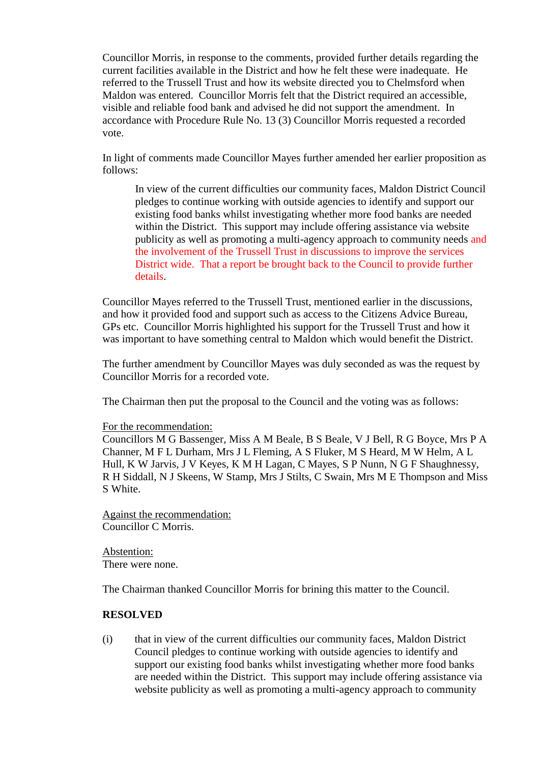Councillor Morris, in response to the comments, provided further details regarding the current facilities available in the District and how he felt these were inadequate. He referred to the Trussell Trust and how its website directed you to Chelmsford when Maldon was entered. Councillor Morris felt that the District required an accessible, visible and reliable food bank and advised he did not support the amendment. In accordance with Procedure Rule No. 13 (3) Councillor Morris requested a recorded vote.

In light of comments made Councillor Mayes further amended her earlier proposition as follows:

> In view of the current difficulties our community faces, Maldon District Council pledges to continue working with outside agencies to identify and support our existing food banks whilst investigating whether more food banks are needed within the District. This support may include offering assistance via website publicity as well as promoting a multi-agency approach to community needs and the involvement of the Trussell Trust in discussions to improve the services District wide. That a report be brought back to the Council to provide further details.

Councillor Mayes referred to the Trussell Trust, mentioned earlier in the discussions, and how it provided food and support such as access to the Citizens Advice Bureau, GPs etc. Councillor Morris highlighted his support for the Trussell Trust and how it was important to have something central to Maldon which would benefit the District.

The further amendment by Councillor Mayes was duly seconded as was the request by Councillor Morris for a recorded vote.

The Chairman then put the proposal to the Council and the voting was as follows:

<u>For the recommendation:</u>
Councillors M G Bassenger, Miss A M Beale, B S Beale, V J Bell, R G Boyce, Mrs P A Channer, M F L Durham, Mrs J L Fleming, A S Fluker, M S Heard, M W Helm, A L Hull, K W Jarvis, J V Keyes, K M H Lagan, C Mayes, S P Nunn, N G F Shaughnessy, R H Siddall, N J Skeens, W Stamp, Mrs J Stilts, C Swain, Mrs M E Thompson and Miss S White.

<u>Against the recommendation:</u>
Councillor C Morris.

<u>Abstention:</u>
There were none.

The Chairman thanked Councillor Morris for brining this matter to the Council.

**RESOLVED**

(i) that in view of the current difficulties our community faces, Maldon District Council pledges to continue working with outside agencies to identify and support our existing food banks whilst investigating whether more food banks are needed within the District. This support may include offering assistance via website publicity as well as promoting a multi-agency approach to community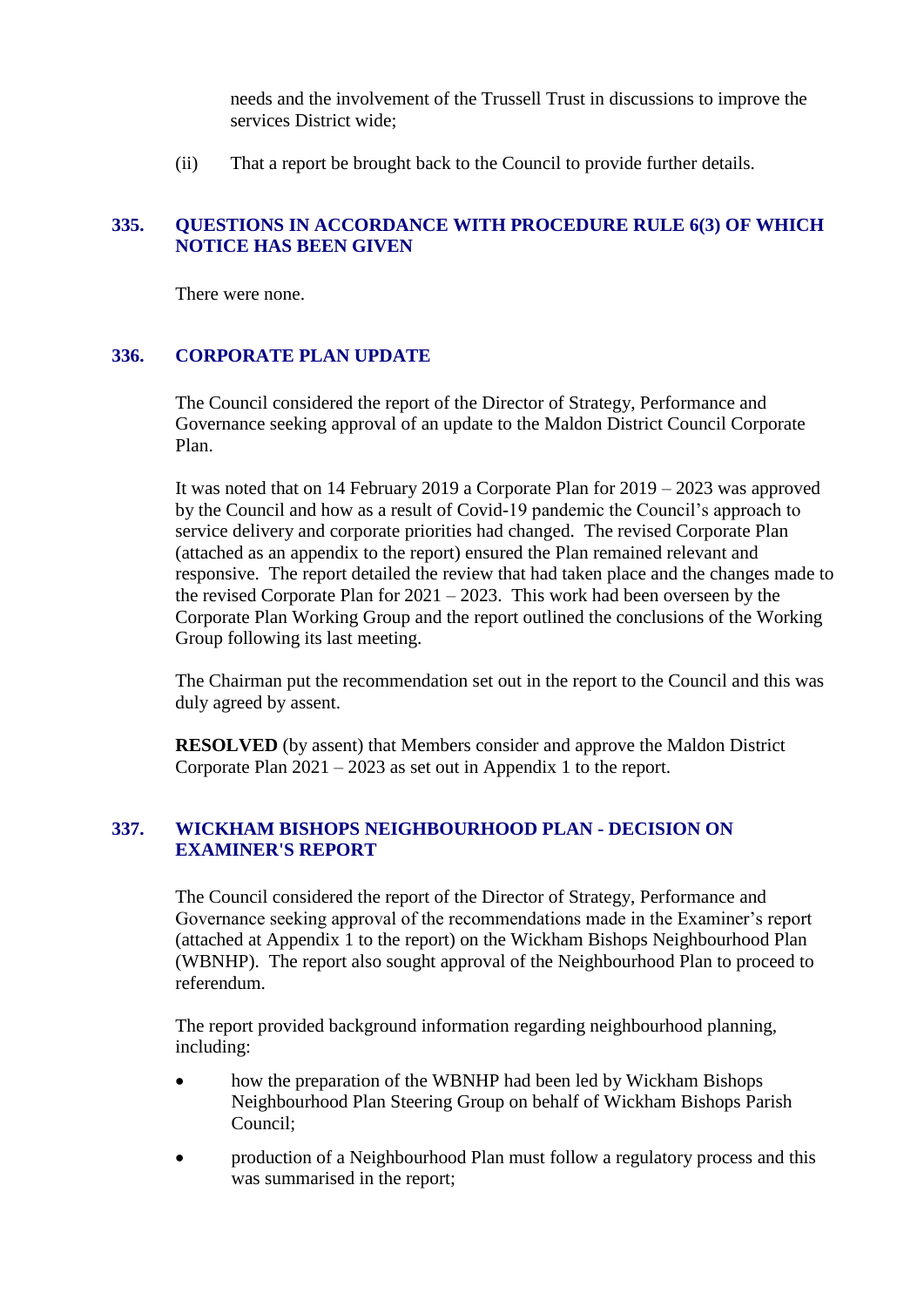needs and the involvement of the Trussell Trust in discussions to improve the services District wide;

(ii) That a report be brought back to the Council to provide further details.

## 335. QUESTIONS IN ACCORDANCE WITH PROCEDURE RULE 6(3) OF WHICH NOTICE HAS BEEN GIVEN

There were none.

## 336. CORPORATE PLAN UPDATE

The Council considered the report of the Director of Strategy, Performance and Governance seeking approval of an update to the Maldon District Council Corporate Plan.

It was noted that on 14 February 2019 a Corporate Plan for 2019 – 2023 was approved by the Council and how as a result of Covid-19 pandemic the Council's approach to service delivery and corporate priorities had changed. The revised Corporate Plan (attached as an appendix to the report) ensured the Plan remained relevant and responsive. The report detailed the review that had taken place and the changes made to the revised Corporate Plan for 2021 – 2023. This work had been overseen by the Corporate Plan Working Group and the report outlined the conclusions of the Working Group following its last meeting.

The Chairman put the recommendation set out in the report to the Council and this was duly agreed by assent.

**RESOLVED** (by assent) that Members consider and approve the Maldon District Corporate Plan 2021 – 2023 as set out in Appendix 1 to the report.

## 337. WICKHAM BISHOPS NEIGHBOURHOOD PLAN - DECISION ON EXAMINER'S REPORT

The Council considered the report of the Director of Strategy, Performance and Governance seeking approval of the recommendations made in the Examiner's report (attached at Appendix 1 to the report) on the Wickham Bishops Neighbourhood Plan (WBNHP). The report also sought approval of the Neighbourhood Plan to proceed to referendum.

The report provided background information regarding neighbourhood planning, including:

- how the preparation of the WBNHP had been led by Wickham Bishops Neighbourhood Plan Steering Group on behalf of Wickham Bishops Parish Council;
- production of a Neighbourhood Plan must follow a regulatory process and this was summarised in the report;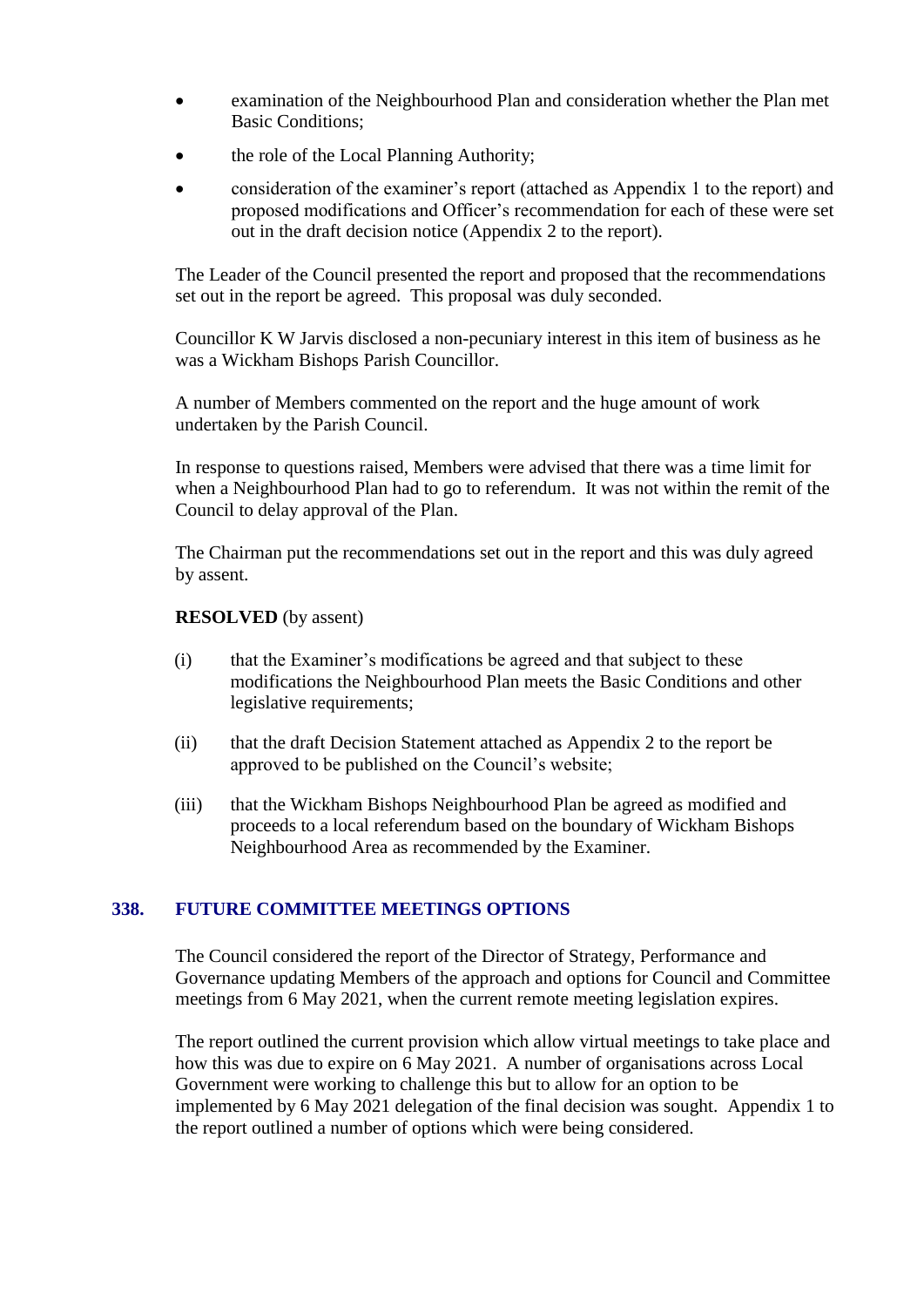- examination of the Neighbourhood Plan and consideration whether the Plan met Basic Conditions;
- the role of the Local Planning Authority;
- consideration of the examiner's report (attached as Appendix 1 to the report) and proposed modifications and Officer's recommendation for each of these were set out in the draft decision notice (Appendix 2 to the report).

The Leader of the Council presented the report and proposed that the recommendations set out in the report be agreed. This proposal was duly seconded.

Councillor K W Jarvis disclosed a non-pecuniary interest in this item of business as he was a Wickham Bishops Parish Councillor.

A number of Members commented on the report and the huge amount of work undertaken by the Parish Council.

In response to questions raised, Members were advised that there was a time limit for when a Neighbourhood Plan had to go to referendum. It was not within the remit of the Council to delay approval of the Plan.

The Chairman put the recommendations set out in the report and this was duly agreed by assent.

**RESOLVED** (by assent)

(i) that the Examiner's modifications be agreed and that subject to these modifications the Neighbourhood Plan meets the Basic Conditions and other legislative requirements;

(ii) that the draft Decision Statement attached as Appendix 2 to the report be approved to be published on the Council's website;

(iii) that the Wickham Bishops Neighbourhood Plan be agreed as modified and proceeds to a local referendum based on the boundary of Wickham Bishops Neighbourhood Area as recommended by the Examiner.

## 338. FUTURE COMMITTEE MEETINGS OPTIONS

The Council considered the report of the Director of Strategy, Performance and Governance updating Members of the approach and options for Council and Committee meetings from 6 May 2021, when the current remote meeting legislation expires.

The report outlined the current provision which allow virtual meetings to take place and how this was due to expire on 6 May 2021. A number of organisations across Local Government were working to challenge this but to allow for an option to be implemented by 6 May 2021 delegation of the final decision was sought. Appendix 1 to the report outlined a number of options which were being considered.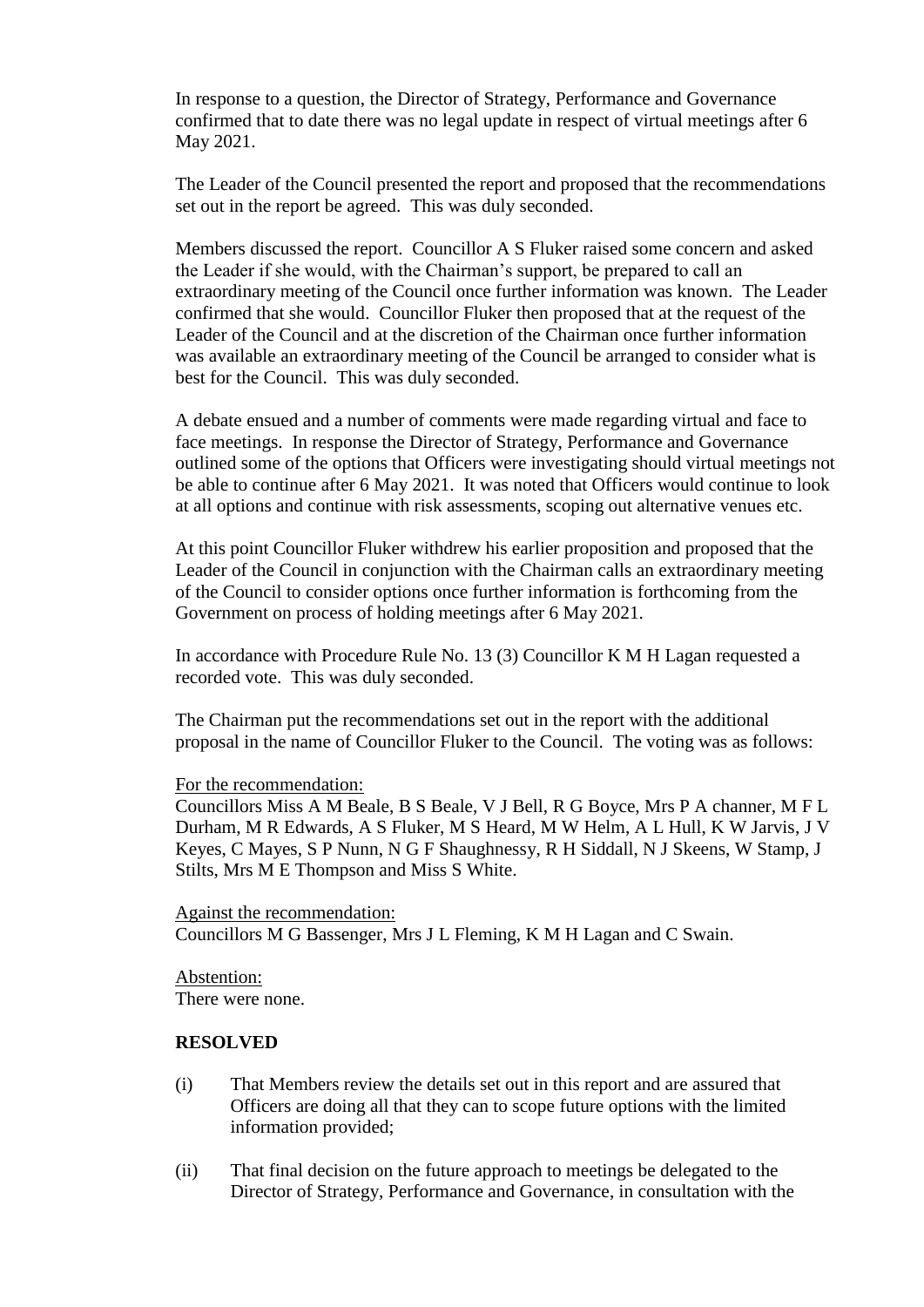In response to a question, the Director of Strategy, Performance and Governance confirmed that to date there was no legal update in respect of virtual meetings after 6 May 2021.

The Leader of the Council presented the report and proposed that the recommendations set out in the report be agreed. This was duly seconded.

Members discussed the report. Councillor A S Fluker raised some concern and asked the Leader if she would, with the Chairman's support, be prepared to call an extraordinary meeting of the Council once further information was known. The Leader confirmed that she would. Councillor Fluker then proposed that at the request of the Leader of the Council and at the discretion of the Chairman once further information was available an extraordinary meeting of the Council be arranged to consider what is best for the Council. This was duly seconded.

A debate ensued and a number of comments were made regarding virtual and face to face meetings. In response the Director of Strategy, Performance and Governance outlined some of the options that Officers were investigating should virtual meetings not be able to continue after 6 May 2021. It was noted that Officers would continue to look at all options and continue with risk assessments, scoping out alternative venues etc.

At this point Councillor Fluker withdrew his earlier proposition and proposed that the Leader of the Council in conjunction with the Chairman calls an extraordinary meeting of the Council to consider options once further information is forthcoming from the Government on process of holding meetings after 6 May 2021.

In accordance with Procedure Rule No. 13 (3) Councillor K M H Lagan requested a recorded vote. This was duly seconded.

The Chairman put the recommendations set out in the report with the additional proposal in the name of Councillor Fluker to the Council. The voting was as follows:

For the recommendation:
Councillors Miss A M Beale, B S Beale, V J Bell, R G Boyce, Mrs P A channer, M F L Durham, M R Edwards, A S Fluker, M S Heard, M W Helm, A L Hull, K W Jarvis, J V Keyes, C Mayes, S P Nunn, N G F Shaughnessy, R H Siddall, N J Skeens, W Stamp, J Stilts, Mrs M E Thompson and Miss S White.

Against the recommendation:
Councillors M G Bassenger, Mrs J L Fleming, K M H Lagan and C Swain.

Abstention:
There were none.

**RESOLVED**

(i) That Members review the details set out in this report and are assured that Officers are doing all that they can to scope future options with the limited information provided;

(ii) That final decision on the future approach to meetings be delegated to the Director of Strategy, Performance and Governance, in consultation with the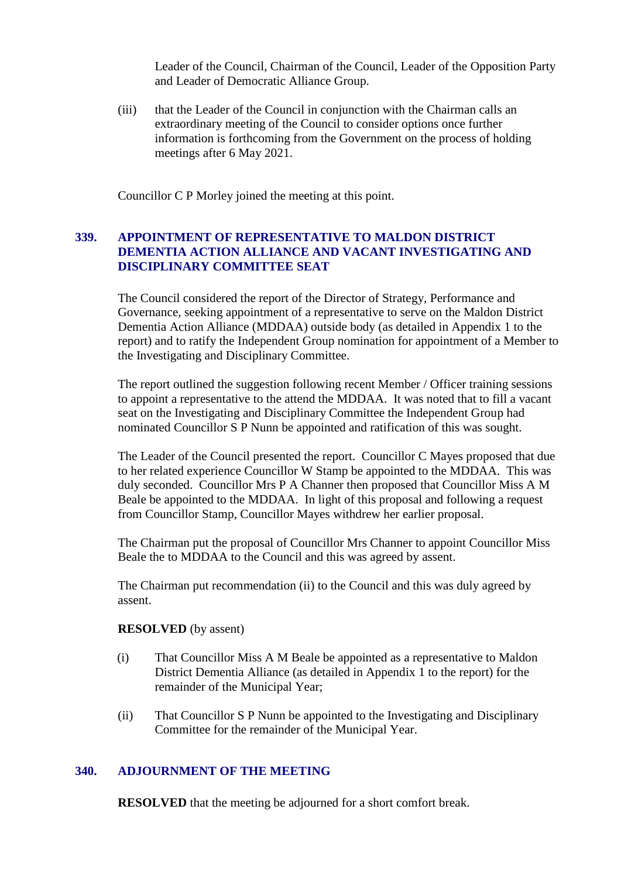Leader of the Council, Chairman of the Council, Leader of the Opposition Party and Leader of Democratic Alliance Group.

(iii) that the Leader of the Council in conjunction with the Chairman calls an extraordinary meeting of the Council to consider options once further information is forthcoming from the Government on the process of holding meetings after 6 May 2021.

Councillor C P Morley joined the meeting at this point.

## 339. APPOINTMENT OF REPRESENTATIVE TO MALDON DISTRICT DEMENTIA ACTION ALLIANCE AND VACANT INVESTIGATING AND DISCIPLINARY COMMITTEE SEAT

The Council considered the report of the Director of Strategy, Performance and Governance, seeking appointment of a representative to serve on the Maldon District Dementia Action Alliance (MDDAA) outside body (as detailed in Appendix 1 to the report) and to ratify the Independent Group nomination for appointment of a Member to the Investigating and Disciplinary Committee.

The report outlined the suggestion following recent Member / Officer training sessions to appoint a representative to the attend the MDDAA. It was noted that to fill a vacant seat on the Investigating and Disciplinary Committee the Independent Group had nominated Councillor S P Nunn be appointed and ratification of this was sought.

The Leader of the Council presented the report. Councillor C Mayes proposed that due to her related experience Councillor W Stamp be appointed to the MDDAA. This was duly seconded. Councillor Mrs P A Channer then proposed that Councillor Miss A M Beale be appointed to the MDDAA. In light of this proposal and following a request from Councillor Stamp, Councillor Mayes withdrew her earlier proposal.

The Chairman put the proposal of Councillor Mrs Channer to appoint Councillor Miss Beale the to MDDAA to the Council and this was agreed by assent.

The Chairman put recommendation (ii) to the Council and this was duly agreed by assent.

**RESOLVED** (by assent)

(i) That Councillor Miss A M Beale be appointed as a representative to Maldon District Dementia Alliance (as detailed in Appendix 1 to the report) for the remainder of the Municipal Year;

(ii) That Councillor S P Nunn be appointed to the Investigating and Disciplinary Committee for the remainder of the Municipal Year.

## 340. ADJOURNMENT OF THE MEETING

**RESOLVED** that the meeting be adjourned for a short comfort break.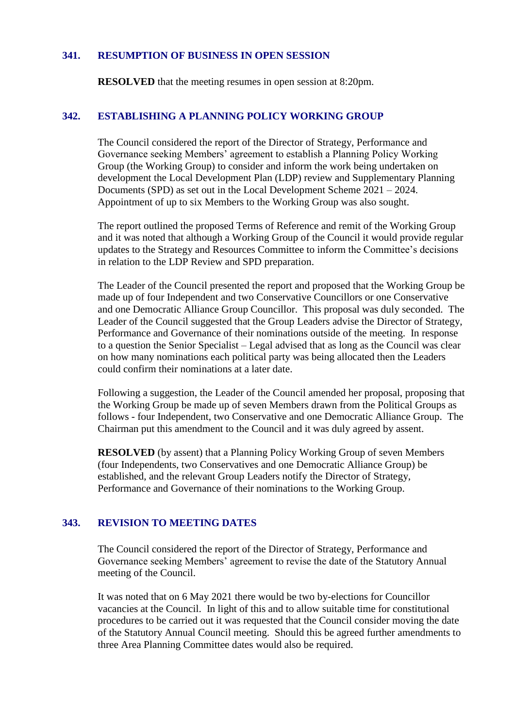## 341. RESUMPTION OF BUSINESS IN OPEN SESSION

**RESOLVED** that the meeting resumes in open session at 8:20pm.

## 342. ESTABLISHING A PLANNING POLICY WORKING GROUP

The Council considered the report of the Director of Strategy, Performance and Governance seeking Members' agreement to establish a Planning Policy Working Group (the Working Group) to consider and inform the work being undertaken on development the Local Development Plan (LDP) review and Supplementary Planning Documents (SPD) as set out in the Local Development Scheme 2021 – 2024. Appointment of up to six Members to the Working Group was also sought.

The report outlined the proposed Terms of Reference and remit of the Working Group and it was noted that although a Working Group of the Council it would provide regular updates to the Strategy and Resources Committee to inform the Committee's decisions in relation to the LDP Review and SPD preparation.

The Leader of the Council presented the report and proposed that the Working Group be made up of four Independent and two Conservative Councillors or one Conservative and one Democratic Alliance Group Councillor. This proposal was duly seconded. The Leader of the Council suggested that the Group Leaders advise the Director of Strategy, Performance and Governance of their nominations outside of the meeting. In response to a question the Senior Specialist – Legal advised that as long as the Council was clear on how many nominations each political party was being allocated then the Leaders could confirm their nominations at a later date.

Following a suggestion, the Leader of the Council amended her proposal, proposing that the Working Group be made up of seven Members drawn from the Political Groups as follows - four Independent, two Conservative and one Democratic Alliance Group. The Chairman put this amendment to the Council and it was duly agreed by assent.

**RESOLVED** (by assent) that a Planning Policy Working Group of seven Members (four Independents, two Conservatives and one Democratic Alliance Group) be established, and the relevant Group Leaders notify the Director of Strategy, Performance and Governance of their nominations to the Working Group.

## 343. REVISION TO MEETING DATES

The Council considered the report of the Director of Strategy, Performance and Governance seeking Members' agreement to revise the date of the Statutory Annual meeting of the Council.

It was noted that on 6 May 2021 there would be two by-elections for Councillor vacancies at the Council. In light of this and to allow suitable time for constitutional procedures to be carried out it was requested that the Council consider moving the date of the Statutory Annual Council meeting. Should this be agreed further amendments to three Area Planning Committee dates would also be required.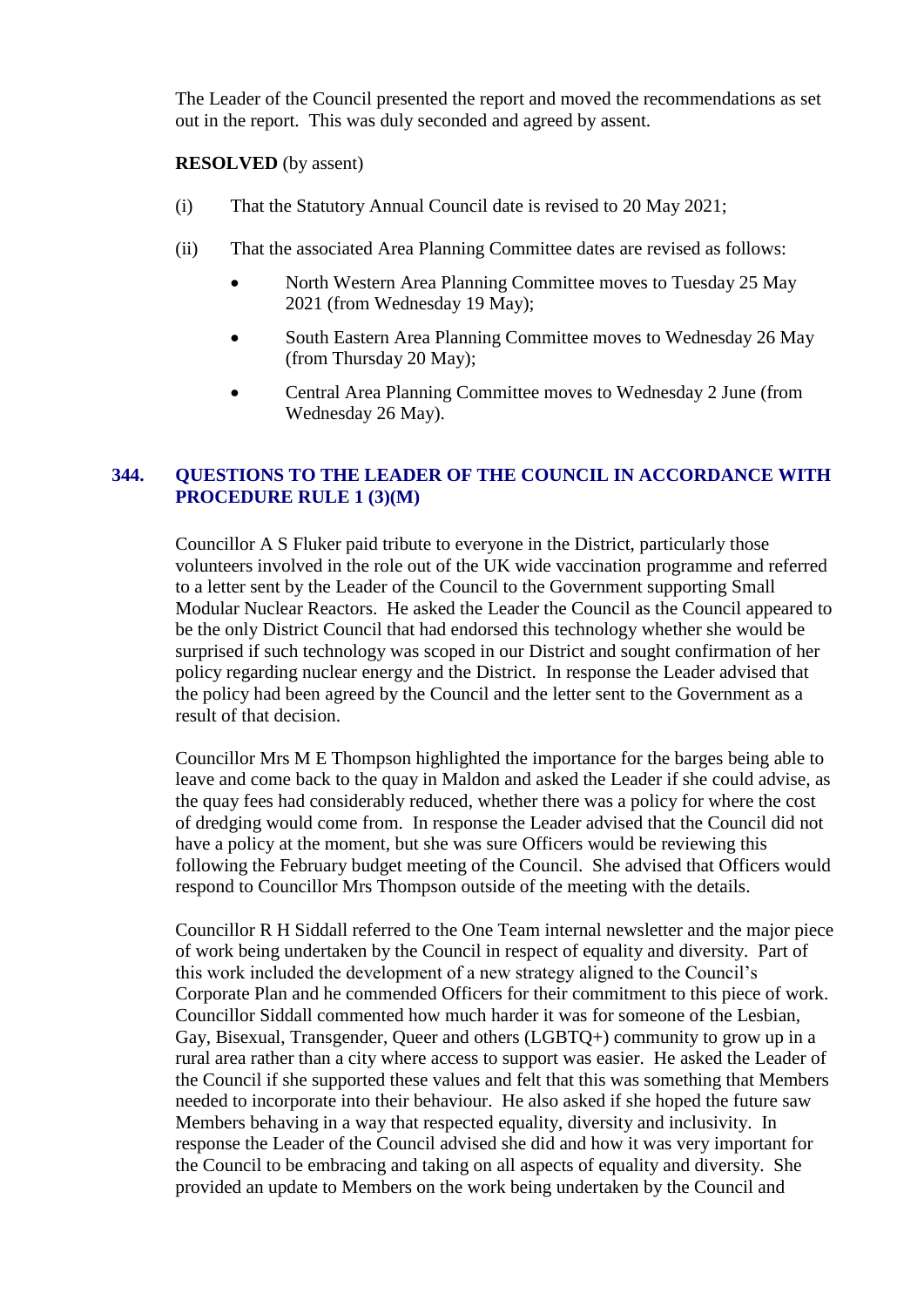The Leader of the Council presented the report and moved the recommendations as set out in the report. This was duly seconded and agreed by assent.

**RESOLVED** (by assent)

(i) That the Statutory Annual Council date is revised to 20 May 2021;

(ii) That the associated Area Planning Committee dates are revised as follows:

- North Western Area Planning Committee moves to Tuesday 25 May 2021 (from Wednesday 19 May);
- South Eastern Area Planning Committee moves to Wednesday 26 May (from Thursday 20 May);
- Central Area Planning Committee moves to Wednesday 2 June (from Wednesday 26 May).

## 344. QUESTIONS TO THE LEADER OF THE COUNCIL IN ACCORDANCE WITH PROCEDURE RULE 1 (3)(M)

Councillor A S Fluker paid tribute to everyone in the District, particularly those volunteers involved in the role out of the UK wide vaccination programme and referred to a letter sent by the Leader of the Council to the Government supporting Small Modular Nuclear Reactors. He asked the Leader the Council as the Council appeared to be the only District Council that had endorsed this technology whether she would be surprised if such technology was scoped in our District and sought confirmation of her policy regarding nuclear energy and the District. In response the Leader advised that the policy had been agreed by the Council and the letter sent to the Government as a result of that decision.

Councillor Mrs M E Thompson highlighted the importance for the barges being able to leave and come back to the quay in Maldon and asked the Leader if she could advise, as the quay fees had considerably reduced, whether there was a policy for where the cost of dredging would come from. In response the Leader advised that the Council did not have a policy at the moment, but she was sure Officers would be reviewing this following the February budget meeting of the Council. She advised that Officers would respond to Councillor Mrs Thompson outside of the meeting with the details.

Councillor R H Siddall referred to the One Team internal newsletter and the major piece of work being undertaken by the Council in respect of equality and diversity. Part of this work included the development of a new strategy aligned to the Council's Corporate Plan and he commended Officers for their commitment to this piece of work. Councillor Siddall commented how much harder it was for someone of the Lesbian, Gay, Bisexual, Transgender, Queer and others (LGBTQ+) community to grow up in a rural area rather than a city where access to support was easier. He asked the Leader of the Council if she supported these values and felt that this was something that Members needed to incorporate into their behaviour. He also asked if she hoped the future saw Members behaving in a way that respected equality, diversity and inclusivity. In response the Leader of the Council advised she did and how it was very important for the Council to be embracing and taking on all aspects of equality and diversity. She provided an update to Members on the work being undertaken by the Council and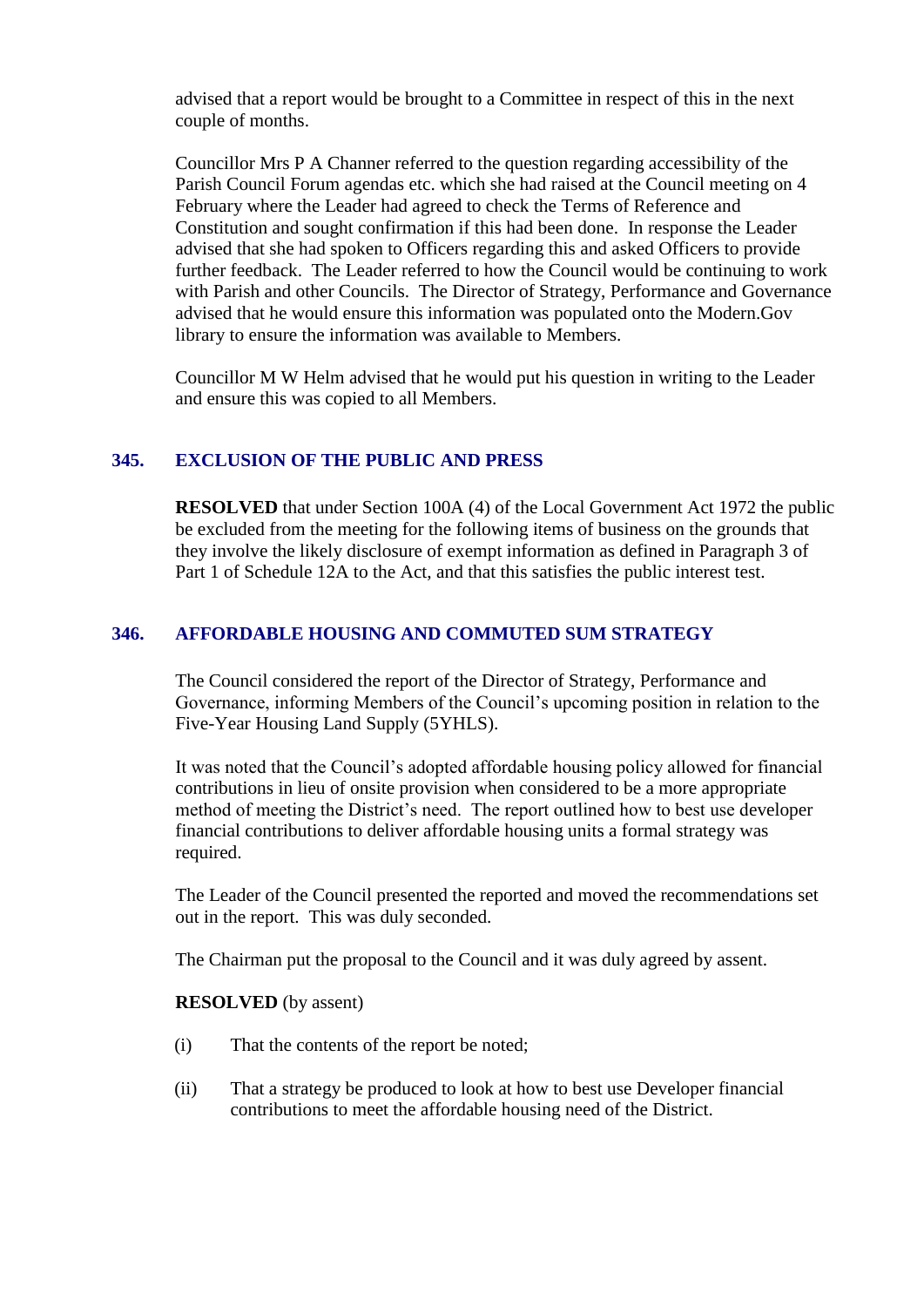advised that a report would be brought to a Committee in respect of this in the next couple of months.

Councillor Mrs P A Channer referred to the question regarding accessibility of the Parish Council Forum agendas etc. which she had raised at the Council meeting on 4 February where the Leader had agreed to check the Terms of Reference and Constitution and sought confirmation if this had been done. In response the Leader advised that she had spoken to Officers regarding this and asked Officers to provide further feedback. The Leader referred to how the Council would be continuing to work with Parish and other Councils. The Director of Strategy, Performance and Governance advised that he would ensure this information was populated onto the Modern.Gov library to ensure the information was available to Members.

Councillor M W Helm advised that he would put his question in writing to the Leader and ensure this was copied to all Members.

## 345. EXCLUSION OF THE PUBLIC AND PRESS

**RESOLVED** that under Section 100A (4) of the Local Government Act 1972 the public be excluded from the meeting for the following items of business on the grounds that they involve the likely disclosure of exempt information as defined in Paragraph 3 of Part 1 of Schedule 12A to the Act, and that this satisfies the public interest test.

## 346. AFFORDABLE HOUSING AND COMMUTED SUM STRATEGY

The Council considered the report of the Director of Strategy, Performance and Governance, informing Members of the Council's upcoming position in relation to the Five-Year Housing Land Supply (5YHLS).

It was noted that the Council's adopted affordable housing policy allowed for financial contributions in lieu of onsite provision when considered to be a more appropriate method of meeting the District's need. The report outlined how to best use developer financial contributions to deliver affordable housing units a formal strategy was required.

The Leader of the Council presented the reported and moved the recommendations set out in the report. This was duly seconded.

The Chairman put the proposal to the Council and it was duly agreed by assent.

**RESOLVED** (by assent)

(i) That the contents of the report be noted;

(ii) That a strategy be produced to look at how to best use Developer financial contributions to meet the affordable housing need of the District.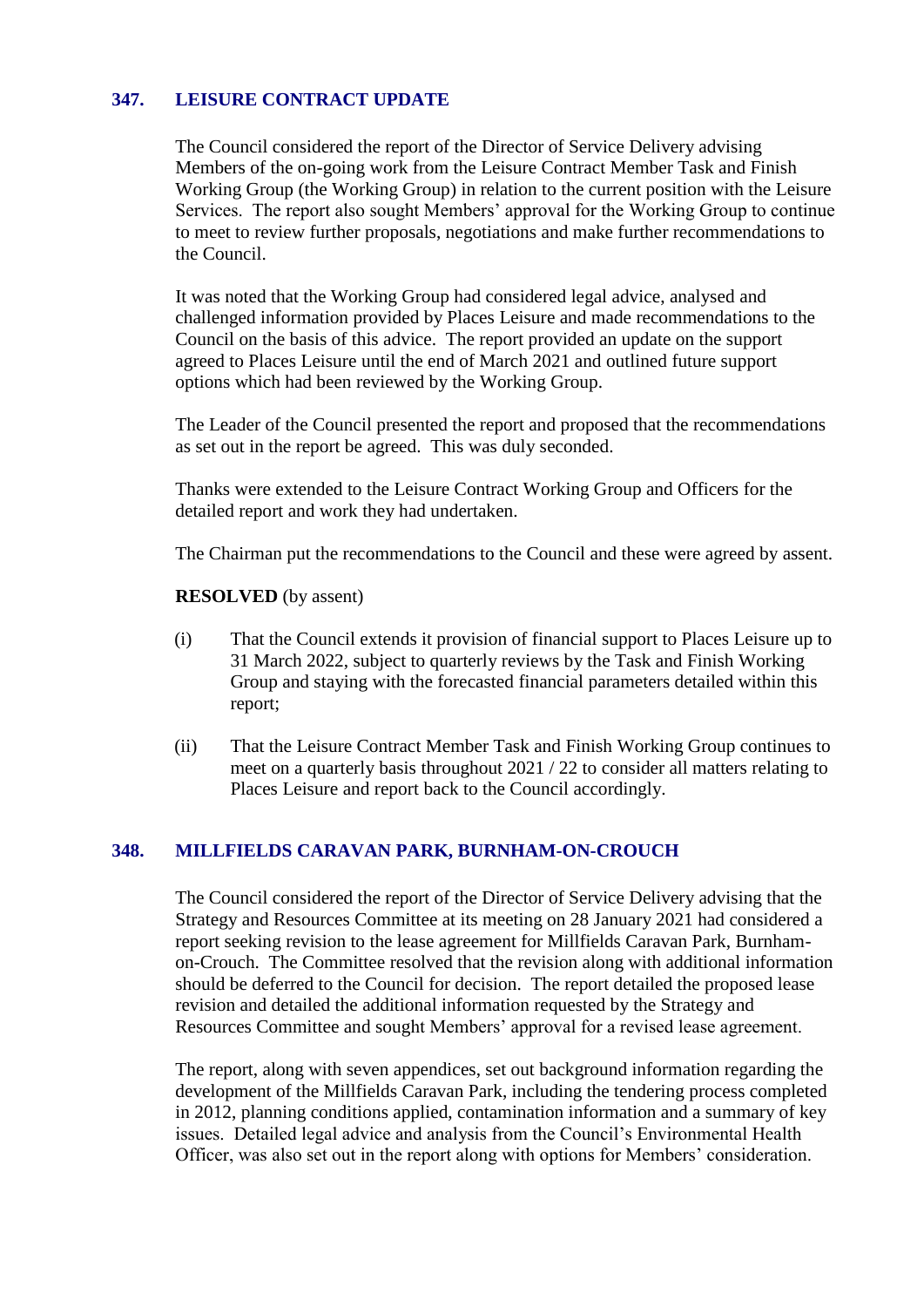## 347. LEISURE CONTRACT UPDATE

The Council considered the report of the Director of Service Delivery advising Members of the on-going work from the Leisure Contract Member Task and Finish Working Group (the Working Group) in relation to the current position with the Leisure Services. The report also sought Members' approval for the Working Group to continue to meet to review further proposals, negotiations and make further recommendations to the Council.

It was noted that the Working Group had considered legal advice, analysed and challenged information provided by Places Leisure and made recommendations to the Council on the basis of this advice. The report provided an update on the support agreed to Places Leisure until the end of March 2021 and outlined future support options which had been reviewed by the Working Group.

The Leader of the Council presented the report and proposed that the recommendations as set out in the report be agreed. This was duly seconded.

Thanks were extended to the Leisure Contract Working Group and Officers for the detailed report and work they had undertaken.

The Chairman put the recommendations to the Council and these were agreed by assent.

**RESOLVED** (by assent)

(i) That the Council extends it provision of financial support to Places Leisure up to 31 March 2022, subject to quarterly reviews by the Task and Finish Working Group and staying with the forecasted financial parameters detailed within this report;

(ii) That the Leisure Contract Member Task and Finish Working Group continues to meet on a quarterly basis throughout 2021 / 22 to consider all matters relating to Places Leisure and report back to the Council accordingly.

## 348. MILLFIELDS CARAVAN PARK, BURNHAM-ON-CROUCH

The Council considered the report of the Director of Service Delivery advising that the Strategy and Resources Committee at its meeting on 28 January 2021 had considered a report seeking revision to the lease agreement for Millfields Caravan Park, Burnham-on-Crouch. The Committee resolved that the revision along with additional information should be deferred to the Council for decision. The report detailed the proposed lease revision and detailed the additional information requested by the Strategy and Resources Committee and sought Members' approval for a revised lease agreement.

The report, along with seven appendices, set out background information regarding the development of the Millfields Caravan Park, including the tendering process completed in 2012, planning conditions applied, contamination information and a summary of key issues. Detailed legal advice and analysis from the Council's Environmental Health Officer, was also set out in the report along with options for Members' consideration.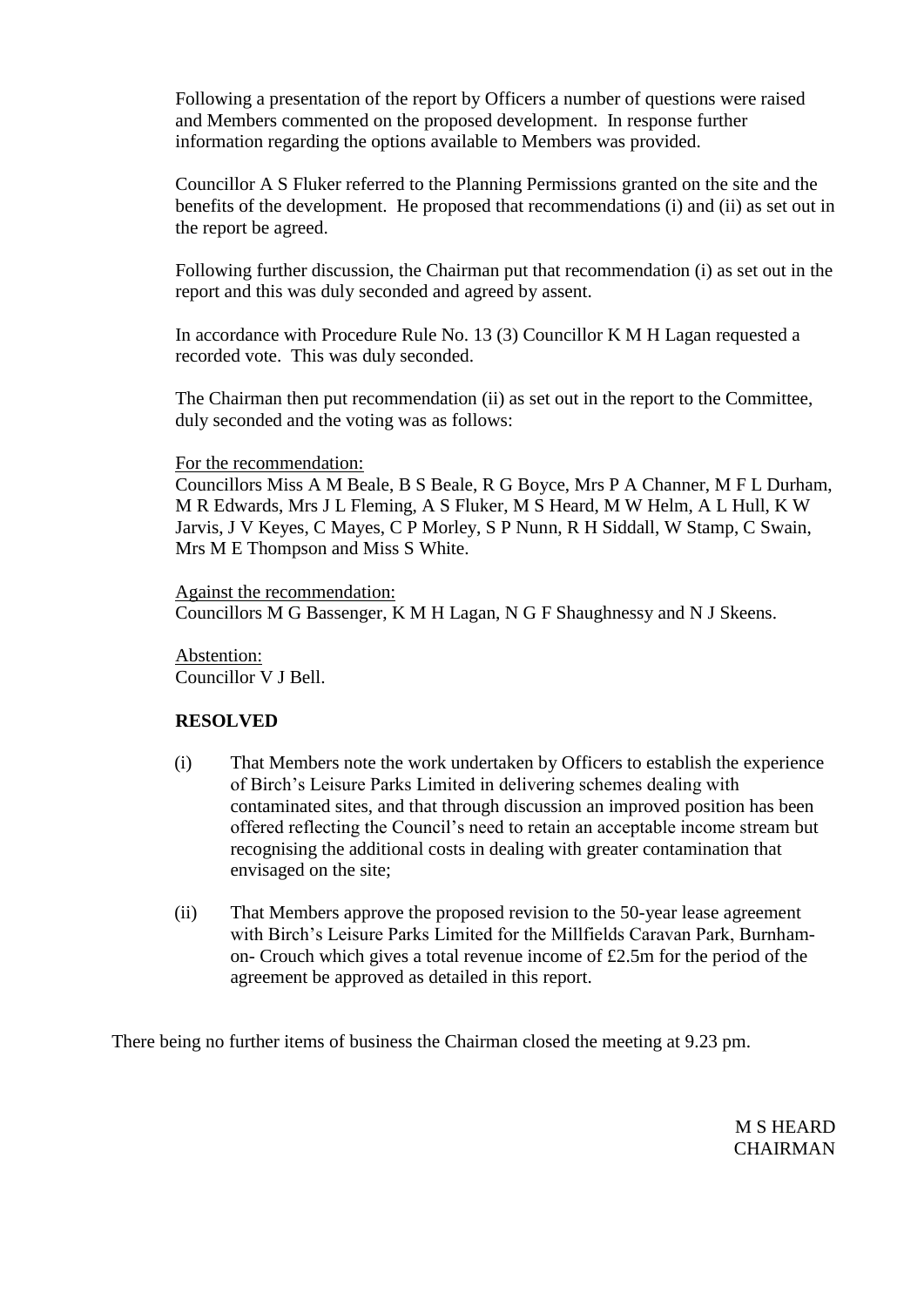Following a presentation of the report by Officers a number of questions were raised and Members commented on the proposed development. In response further information regarding the options available to Members was provided.

Councillor A S Fluker referred to the Planning Permissions granted on the site and the benefits of the development. He proposed that recommendations (i) and (ii) as set out in the report be agreed.

Following further discussion, the Chairman put that recommendation (i) as set out in the report and this was duly seconded and agreed by assent.

In accordance with Procedure Rule No. 13 (3) Councillor K M H Lagan requested a recorded vote. This was duly seconded.

The Chairman then put recommendation (ii) as set out in the report to the Committee, duly seconded and the voting was as follows:

For the recommendation:
Councillors Miss A M Beale, B S Beale, R G Boyce, Mrs P A Channer, M F L Durham, M R Edwards, Mrs J L Fleming, A S Fluker, M S Heard, M W Helm, A L Hull, K W Jarvis, J V Keyes, C Mayes, C P Morley, S P Nunn, R H Siddall, W Stamp, C Swain, Mrs M E Thompson and Miss S White.

Against the recommendation:
Councillors M G Bassenger, K M H Lagan, N G F Shaughnessy and N J Skeens.

Abstention:
Councillor V J Bell.

**RESOLVED**

(i) That Members note the work undertaken by Officers to establish the experience of Birch's Leisure Parks Limited in delivering schemes dealing with contaminated sites, and that through discussion an improved position has been offered reflecting the Council's need to retain an acceptable income stream but recognising the additional costs in dealing with greater contamination that envisaged on the site;

(ii) That Members approve the proposed revision to the 50-year lease agreement with Birch's Leisure Parks Limited for the Millfields Caravan Park, Burnham-on- Crouch which gives a total revenue income of £2.5m for the period of the agreement be approved as detailed in this report.

There being no further items of business the Chairman closed the meeting at 9.23 pm.

M S HEARD
CHAIRMAN